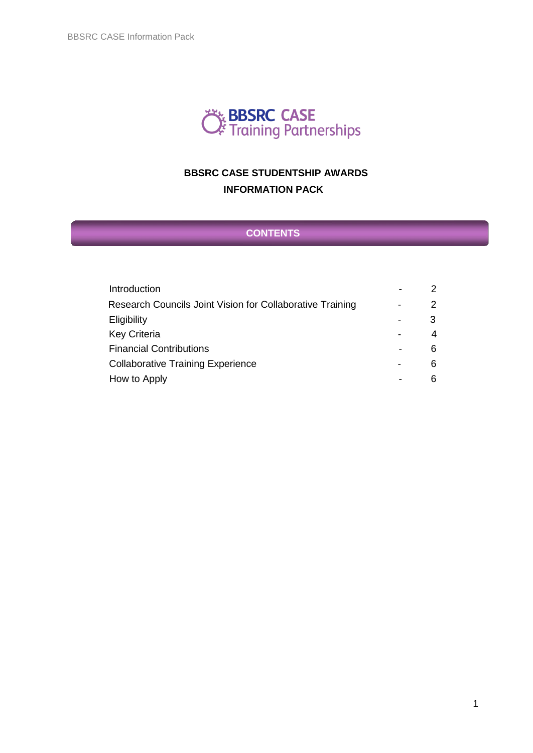**BBSRC CASE**
**Training Partnerships**

# BBSRC CASE STUDENTSHIP AWARDS
# INFORMATION PACK

## CONTENTS

| | | |
|---|---|---|
| Introduction | - | 2 |
| Research Councils Joint Vision for Collaborative Training | - | 2 |
| Eligibility | - | 3 |
| Key Criteria | - | 4 |
| Financial Contributions | - | 6 |
| Collaborative Training Experience | - | 6 |
| How to Apply | - | 6 |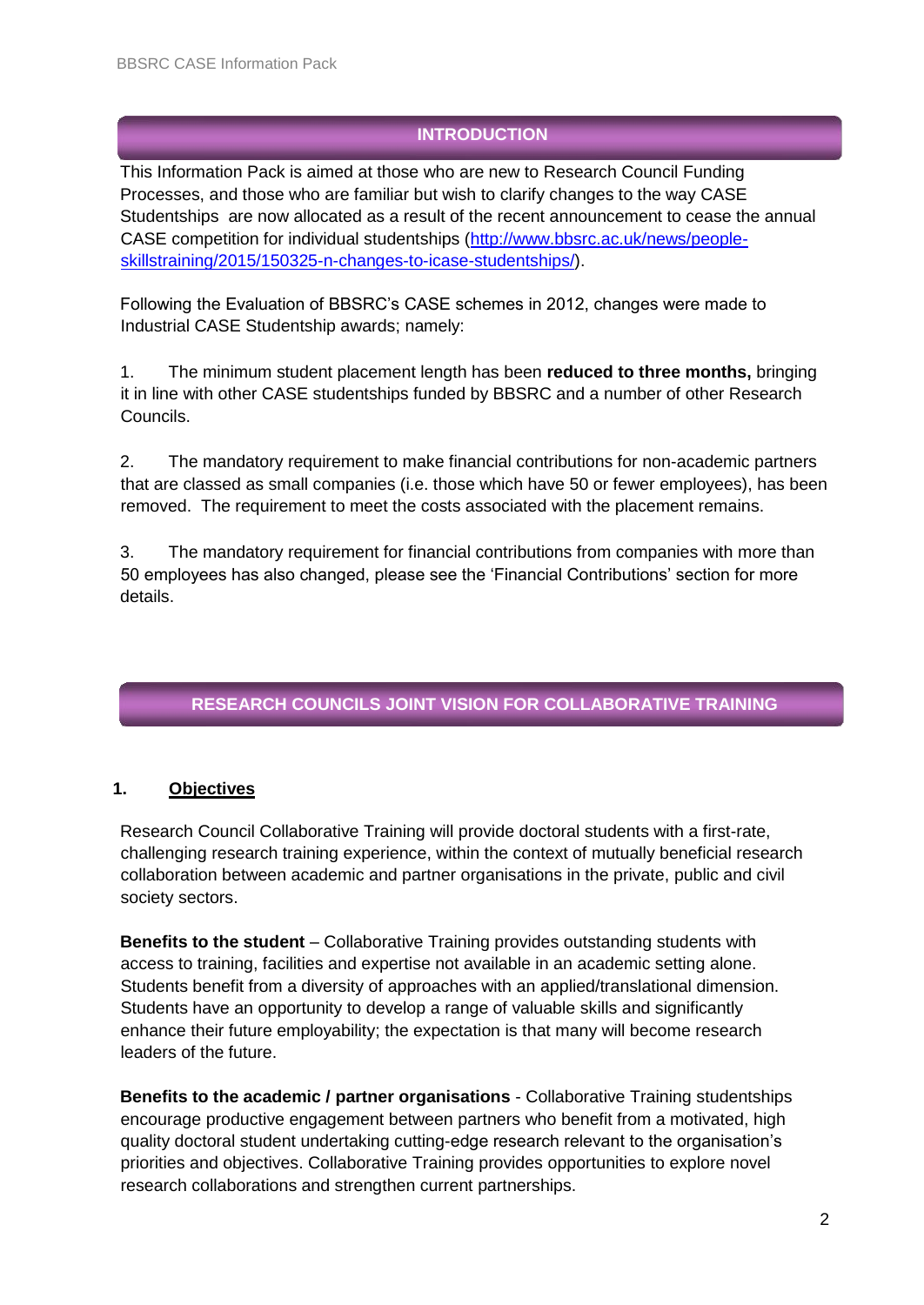## INTRODUCTION

This Information Pack is aimed at those who are new to Research Council Funding Processes, and those who are familiar but wish to clarify changes to the way CASE Studentships are now allocated as a result of the recent announcement to cease the annual CASE competition for individual studentships ([http://www.bbsrc.ac.uk/news/people-skillstraining/2015/150325-n-changes-to-icase-studentships/](http://www.bbsrc.ac.uk/news/people-skillstraining/2015/150325-n-changes-to-icase-studentships/)).

Following the Evaluation of BBSRC's CASE schemes in 2012, changes were made to Industrial CASE Studentship awards; namely:

1. The minimum student placement length has been **reduced to three months,** bringing it in line with other CASE studentships funded by BBSRC and a number of other Research Councils.

2. The mandatory requirement to make financial contributions for non-academic partners that are classed as small companies (i.e. those which have 50 or fewer employees), has been removed. The requirement to meet the costs associated with the placement remains.

3. The mandatory requirement for financial contributions from companies with more than 50 employees has also changed, please see the 'Financial Contributions' section for more details.

## RESEARCH COUNCILS JOINT VISION FOR COLLABORATIVE TRAINING

### 1. Objectives

Research Council Collaborative Training will provide doctoral students with a first-rate, challenging research training experience, within the context of mutually beneficial research collaboration between academic and partner organisations in the private, public and civil society sectors.

**Benefits to the student** – Collaborative Training provides outstanding students with access to training, facilities and expertise not available in an academic setting alone. Students benefit from a diversity of approaches with an applied/translational dimension. Students have an opportunity to develop a range of valuable skills and significantly enhance their future employability; the expectation is that many will become research leaders of the future.

**Benefits to the academic / partner organisations** - Collaborative Training studentships encourage productive engagement between partners who benefit from a motivated, high quality doctoral student undertaking cutting-edge research relevant to the organisation's priorities and objectives. Collaborative Training provides opportunities to explore novel research collaborations and strengthen current partnerships.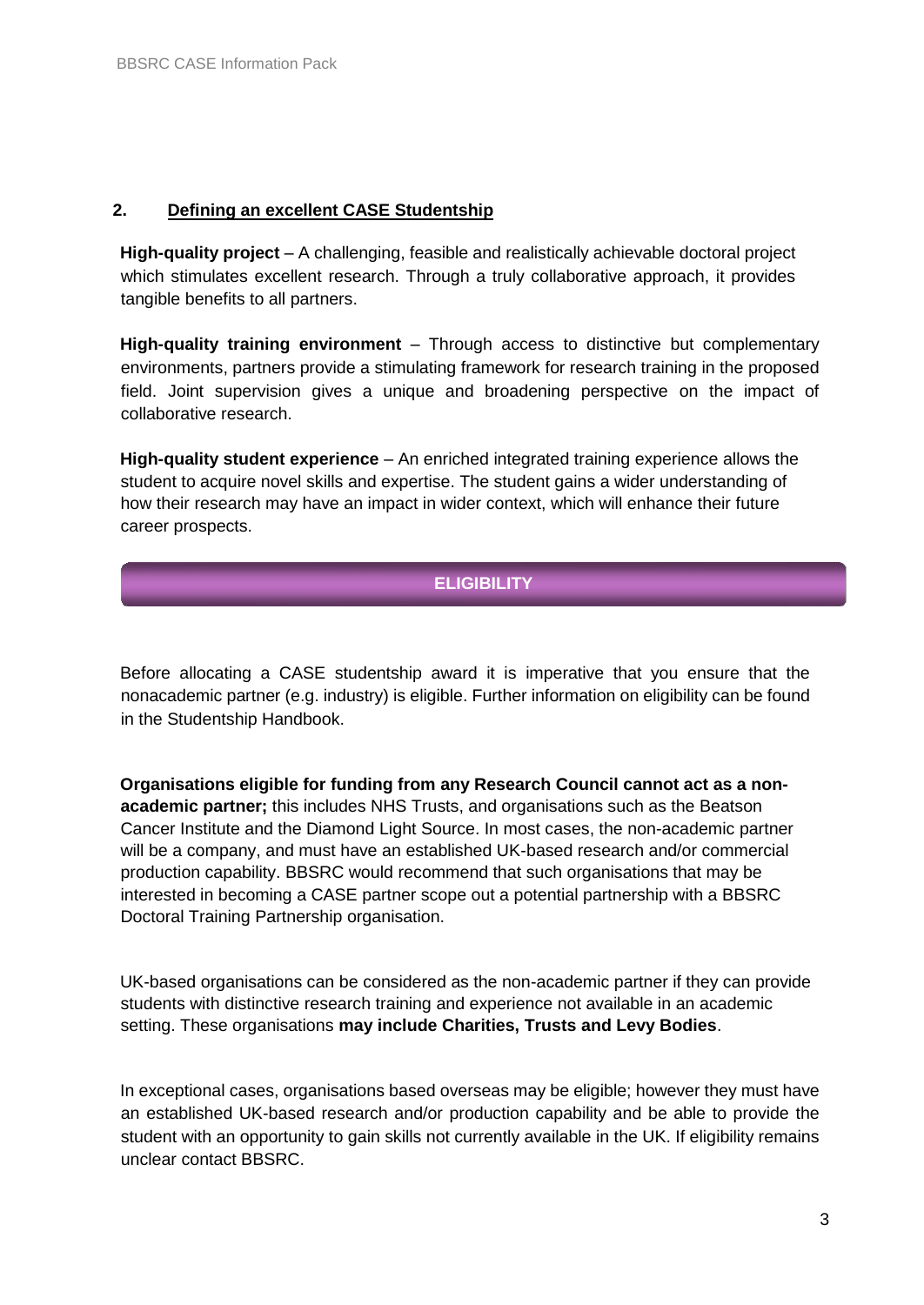## 2. Defining an excellent CASE Studentship

**High-quality project** – A challenging, feasible and realistically achievable doctoral project which stimulates excellent research. Through a truly collaborative approach, it provides tangible benefits to all partners.

**High-quality training environment** – Through access to distinctive but complementary environments, partners provide a stimulating framework for research training in the proposed field. Joint supervision gives a unique and broadening perspective on the impact of collaborative research.

**High-quality student experience** – An enriched integrated training experience allows the student to acquire novel skills and expertise. The student gains a wider understanding of how their research may have an impact in wider context, which will enhance their future career prospects.

## ELIGIBILITY

Before allocating a CASE studentship award it is imperative that you ensure that the nonacademic partner (e.g. industry) is eligible. Further information on eligibility can be found in the Studentship Handbook.

**Organisations eligible for funding from any Research Council cannot act as a non-academic partner;** this includes NHS Trusts, and organisations such as the Beatson Cancer Institute and the Diamond Light Source. In most cases, the non-academic partner will be a company, and must have an established UK-based research and/or commercial production capability. BBSRC would recommend that such organisations that may be interested in becoming a CASE partner scope out a potential partnership with a BBSRC Doctoral Training Partnership organisation.

UK-based organisations can be considered as the non-academic partner if they can provide students with distinctive research training and experience not available in an academic setting. These organisations **may include Charities, Trusts and Levy Bodies**.

In exceptional cases, organisations based overseas may be eligible; however they must have an established UK-based research and/or production capability and be able to provide the student with an opportunity to gain skills not currently available in the UK. If eligibility remains unclear contact BBSRC.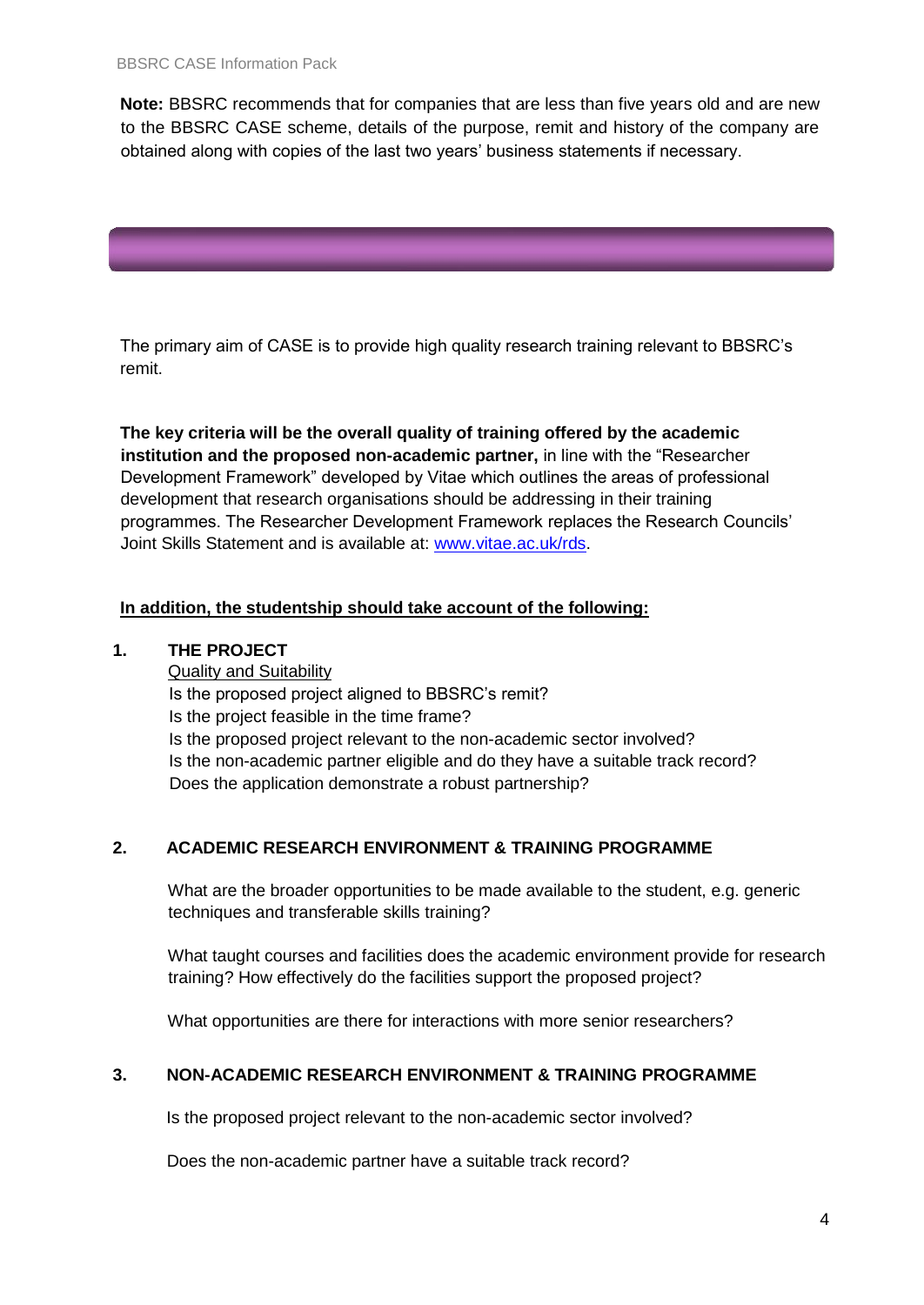**Note:** BBSRC recommends that for companies that are less than five years old and are new to the BBSRC CASE scheme, details of the purpose, remit and history of the company are obtained along with copies of the last two years' business statements if necessary.

The primary aim of CASE is to provide high quality research training relevant to BBSRC's remit.

**The key criteria will be the overall quality of training offered by the academic institution and the proposed non-academic partner,** in line with the "Researcher Development Framework" developed by Vitae which outlines the areas of professional development that research organisations should be addressing in their training programmes. The Researcher Development Framework replaces the Research Councils' Joint Skills Statement and is available at: [www.vitae.ac.uk/rds](www.vitae.ac.uk/rds).

**In addition, the studentship should take account of the following:**

**1. THE PROJECT**

Quality and Suitability

Is the proposed project aligned to BBSRC's remit?
Is the project feasible in the time frame?
Is the proposed project relevant to the non-academic sector involved?
Is the non-academic partner eligible and do they have a suitable track record?
Does the application demonstrate a robust partnership?

**2. ACADEMIC RESEARCH ENVIRONMENT & TRAINING PROGRAMME**

What are the broader opportunities to be made available to the student, e.g. generic techniques and transferable skills training?

What taught courses and facilities does the academic environment provide for research training? How effectively do the facilities support the proposed project?

What opportunities are there for interactions with more senior researchers?

**3. NON-ACADEMIC RESEARCH ENVIRONMENT & TRAINING PROGRAMME**

Is the proposed project relevant to the non-academic sector involved?

Does the non-academic partner have a suitable track record?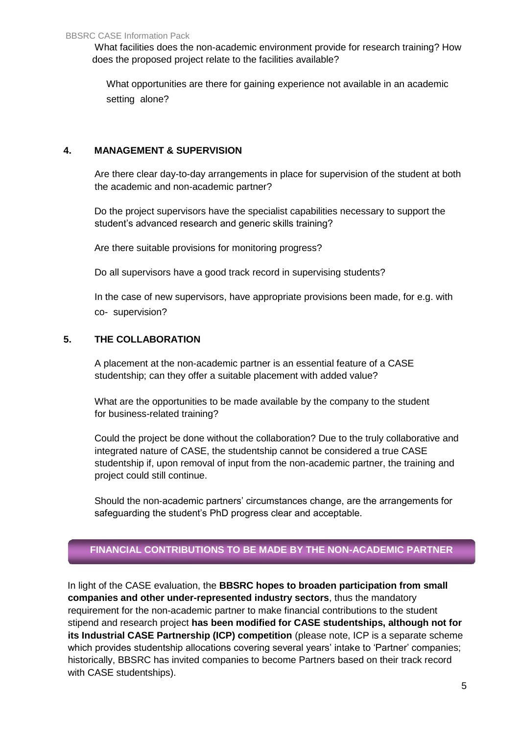What facilities does the non-academic environment provide for research training? How does the proposed project relate to the facilities available?

What opportunities are there for gaining experience not available in an academic setting alone?

## 4. MANAGEMENT & SUPERVISION

Are there clear day-to-day arrangements in place for supervision of the student at both the academic and non-academic partner?

Do the project supervisors have the specialist capabilities necessary to support the student's advanced research and generic skills training?

Are there suitable provisions for monitoring progress?

Do all supervisors have a good track record in supervising students?

In the case of new supervisors, have appropriate provisions been made, for e.g. with co- supervision?

## 5. THE COLLABORATION

A placement at the non-academic partner is an essential feature of a CASE studentship; can they offer a suitable placement with added value?

What are the opportunities to be made available by the company to the student for business-related training?

Could the project be done without the collaboration? Due to the truly collaborative and integrated nature of CASE, the studentship cannot be considered a true CASE studentship if, upon removal of input from the non-academic partner, the training and project could still continue.

Should the non-academic partners' circumstances change, are the arrangements for safeguarding the student's PhD progress clear and acceptable.

## FINANCIAL CONTRIBUTIONS TO BE MADE BY THE NON-ACADEMIC PARTNER

In light of the CASE evaluation, the **BBSRC hopes to broaden participation from small companies and other under-represented industry sectors**, thus the mandatory requirement for the non-academic partner to make financial contributions to the student stipend and research project **has been modified for CASE studentships, although not for its Industrial CASE Partnership (ICP) competition** (please note, ICP is a separate scheme which provides studentship allocations covering several years' intake to 'Partner' companies; historically, BBSRC has invited companies to become Partners based on their track record with CASE studentships).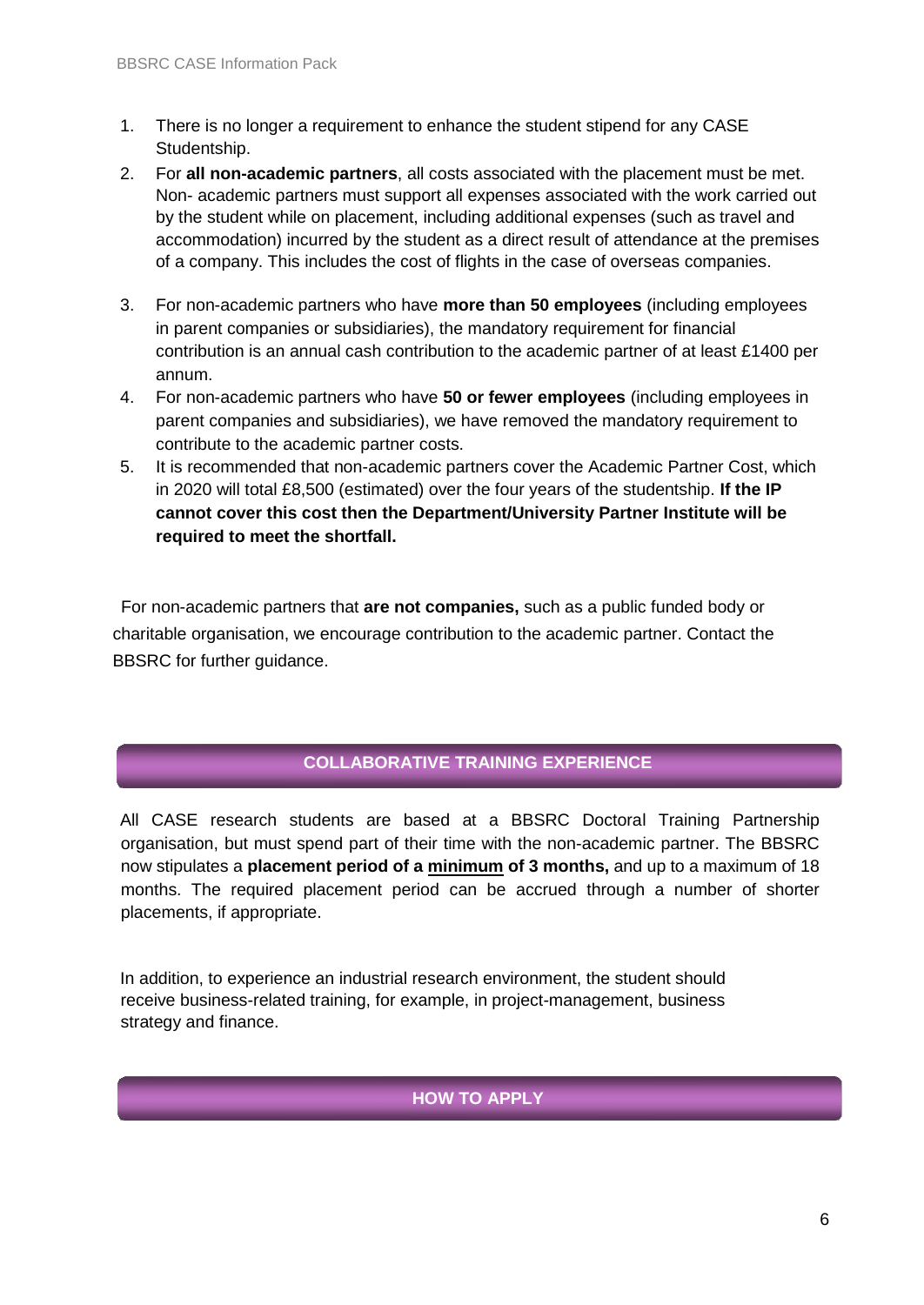1. There is no longer a requirement to enhance the student stipend for any CASE Studentship.
2. For **all non-academic partners**, all costs associated with the placement must be met. Non- academic partners must support all expenses associated with the work carried out by the student while on placement, including additional expenses (such as travel and accommodation) incurred by the student as a direct result of attendance at the premises of a company. This includes the cost of flights in the case of overseas companies.
3. For non-academic partners who have **more than 50 employees** (including employees in parent companies or subsidiaries), the mandatory requirement for financial contribution is an annual cash contribution to the academic partner of at least £1400 per annum.
4. For non-academic partners who have **50 or fewer employees** (including employees in parent companies and subsidiaries), we have removed the mandatory requirement to contribute to the academic partner costs.
5. It is recommended that non-academic partners cover the Academic Partner Cost, which in 2020 will total £8,500 (estimated) over the four years of the studentship. **If the IP cannot cover this cost then the Department/University Partner Institute will be required to meet the shortfall.**

For non-academic partners that **are not companies,** such as a public funded body or charitable organisation, we encourage contribution to the academic partner. Contact the BBSRC for further guidance.

## COLLABORATIVE TRAINING EXPERIENCE

All CASE research students are based at a BBSRC Doctoral Training Partnership organisation, but must spend part of their time with the non-academic partner. The BBSRC now stipulates a **placement period of a <u>minimum</u> of 3 months,** and up to a maximum of 18 months. The required placement period can be accrued through a number of shorter placements, if appropriate.

In addition, to experience an industrial research environment, the student should receive business-related training, for example, in project-management, business strategy and finance.

## HOW TO APPLY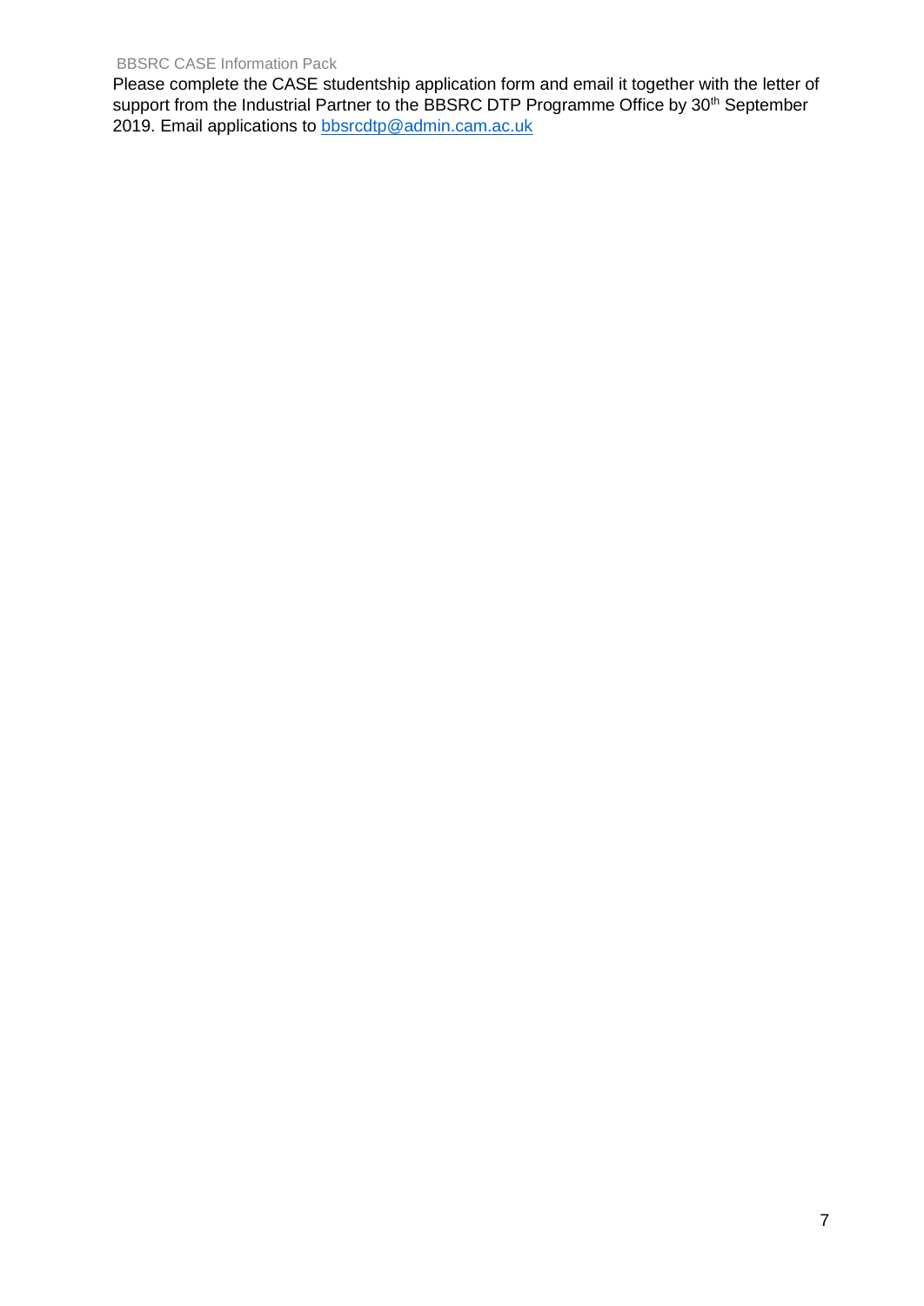Please complete the CASE studentship application form and email it together with the letter of support from the Industrial Partner to the BBSRC DTP Programme Office by 30th September 2019. Email applications to bbsrcdtp@admin.cam.ac.uk